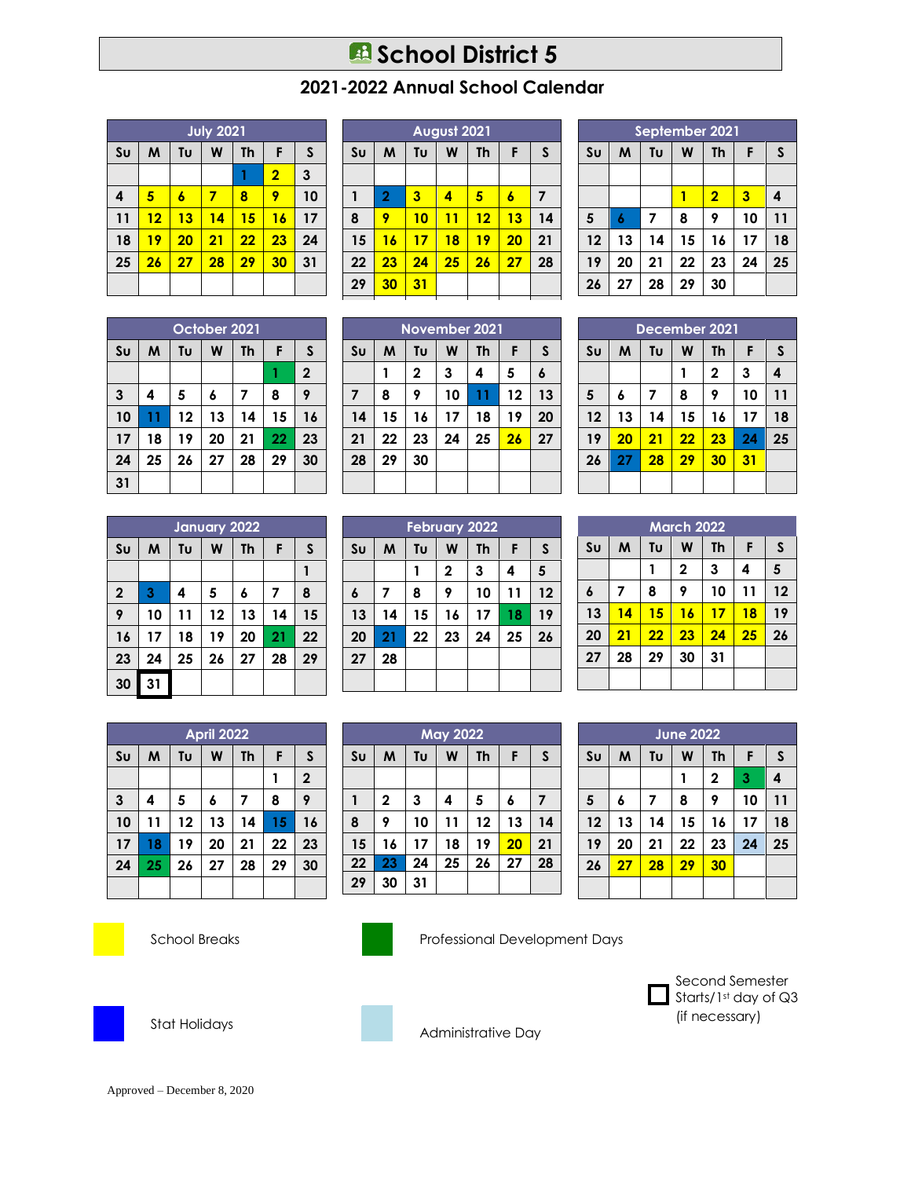# School District 5

## 2021-2022 Annual School Calendar

**July 2021**

| Su | M | Tu | W | Th | F | S |
|---|---|---|---|---|---|---|
| | | | | 1 | 2 | 3 |
| 4 | 5 | 6 | 7 | 8 | 9 | 10 |
| 11 | 12 | 13 | 14 | 15 | 16 | 17 |
| 18 | 19 | 20 | 21 | 22 | 23 | 24 |
| 25 | 26 | 27 | 28 | 29 | 30 | 31 |

**August 2021**

| Su | M | Tu | W | Th | F | S |
|---|---|---|---|---|---|---|
| 1 | 2 | 3 | 4 | 5 | 6 | 7 |
| 8 | 9 | 10 | 11 | 12 | 13 | 14 |
| 15 | 16 | 17 | 18 | 19 | 20 | 21 |
| 22 | 23 | 24 | 25 | 26 | 27 | 28 |
| 29 | 30 | 31 | | | | |

**September 2021**

| Su | M | Tu | W | Th | F | S |
|---|---|---|---|---|---|---|
| | | | 1 | 2 | 3 | 4 |
| 5 | 6 | 7 | 8 | 9 | 10 | 11 |
| 12 | 13 | 14 | 15 | 16 | 17 | 18 |
| 19 | 20 | 21 | 22 | 23 | 24 | 25 |
| 26 | 27 | 28 | 29 | 30 | | |

**October 2021**

| Su | M | Tu | W | Th | F | S |
|---|---|---|---|---|---|---|
| | | | | | 1 | 2 |
| 3 | 4 | 5 | 6 | 7 | 8 | 9 |
| 10 | 11 | 12 | 13 | 14 | 15 | 16 |
| 17 | 18 | 19 | 20 | 21 | 22 | 23 |
| 24 | 25 | 26 | 27 | 28 | 29 | 30 |
| 31 | | | | | | |

**November 2021**

| Su | M | Tu | W | Th | F | S |
|---|---|---|---|---|---|---|
| | 1 | 2 | 3 | 4 | 5 | 6 |
| 7 | 8 | 9 | 10 | 11 | 12 | 13 |
| 14 | 15 | 16 | 17 | 18 | 19 | 20 |
| 21 | 22 | 23 | 24 | 25 | 26 | 27 |
| 28 | 29 | 30 | | | | |

**December 2021**

| Su | M | Tu | W | Th | F | S |
|---|---|---|---|---|---|---|
| | | | 1 | 2 | 3 | 4 |
| 5 | 6 | 7 | 8 | 9 | 10 | 11 |
| 12 | 13 | 14 | 15 | 16 | 17 | 18 |
| 19 | 20 | 21 | 22 | 23 | 24 | 25 |
| 26 | 27 | 28 | 29 | 30 | 31 | |

**January 2022**

| Su | M | Tu | W | Th | F | S |
|---|---|---|---|---|---|---|
| | | | | | | 1 |
| 2 | 3 | 4 | 5 | 6 | 7 | 8 |
| 9 | 10 | 11 | 12 | 13 | 14 | 15 |
| 16 | 17 | 18 | 19 | 20 | 21 | 22 |
| 23 | 24 | 25 | 26 | 27 | 28 | 29 |
| 30 | 31 | | | | | |

**February 2022**

| Su | M | Tu | W | Th | F | S |
|---|---|---|---|---|---|---|
| | | 1 | 2 | 3 | 4 | 5 |
| 6 | 7 | 8 | 9 | 10 | 11 | 12 |
| 13 | 14 | 15 | 16 | 17 | 18 | 19 |
| 20 | 21 | 22 | 23 | 24 | 25 | 26 |
| 27 | 28 | | | | | |

**March 2022**

| Su | M | Tu | W | Th | F | S |
|---|---|---|---|---|---|---|
| | | 1 | 2 | 3 | 4 | 5 |
| 6 | 7 | 8 | 9 | 10 | 11 | 12 |
| 13 | 14 | 15 | 16 | 17 | 18 | 19 |
| 20 | 21 | 22 | 23 | 24 | 25 | 26 |
| 27 | 28 | 29 | 30 | 31 | | |

**April 2022**

| Su | M | Tu | W | Th | F | S |
|---|---|---|---|---|---|---|
| | | | | | 1 | 2 |
| 3 | 4 | 5 | 6 | 7 | 8 | 9 |
| 10 | 11 | 12 | 13 | 14 | 15 | 16 |
| 17 | 18 | 19 | 20 | 21 | 22 | 23 |
| 24 | 25 | 26 | 27 | 28 | 29 | 30 |

**May 2022**

| Su | M | Tu | W | Th | F | S |
|---|---|---|---|---|---|---|
| 1 | 2 | 3 | 4 | 5 | 6 | 7 |
| 8 | 9 | 10 | 11 | 12 | 13 | 14 |
| 15 | 16 | 17 | 18 | 19 | 20 | 21 |
| 22 | 23 | 24 | 25 | 26 | 27 | 28 |
| 29 | 30 | 31 | | | | |

**June 2022**

| Su | M | Tu | W | Th | F | S |
|---|---|---|---|---|---|---|
| | | | 1 | 2 | 3 | 4 |
| 5 | 6 | 7 | 8 | 9 | 10 | 11 |
| 12 | 13 | 14 | 15 | 16 | 17 | 18 |
| 19 | 20 | 21 | 22 | 23 | 24 | 25 |
| 26 | 27 | 28 | 29 | 30 | | |

School Breaks

Professional Development Days

Stat Holidays

Administrative Day

Second Semester Starts/1st day of Q3 (if necessary)

Approved – December 8, 2020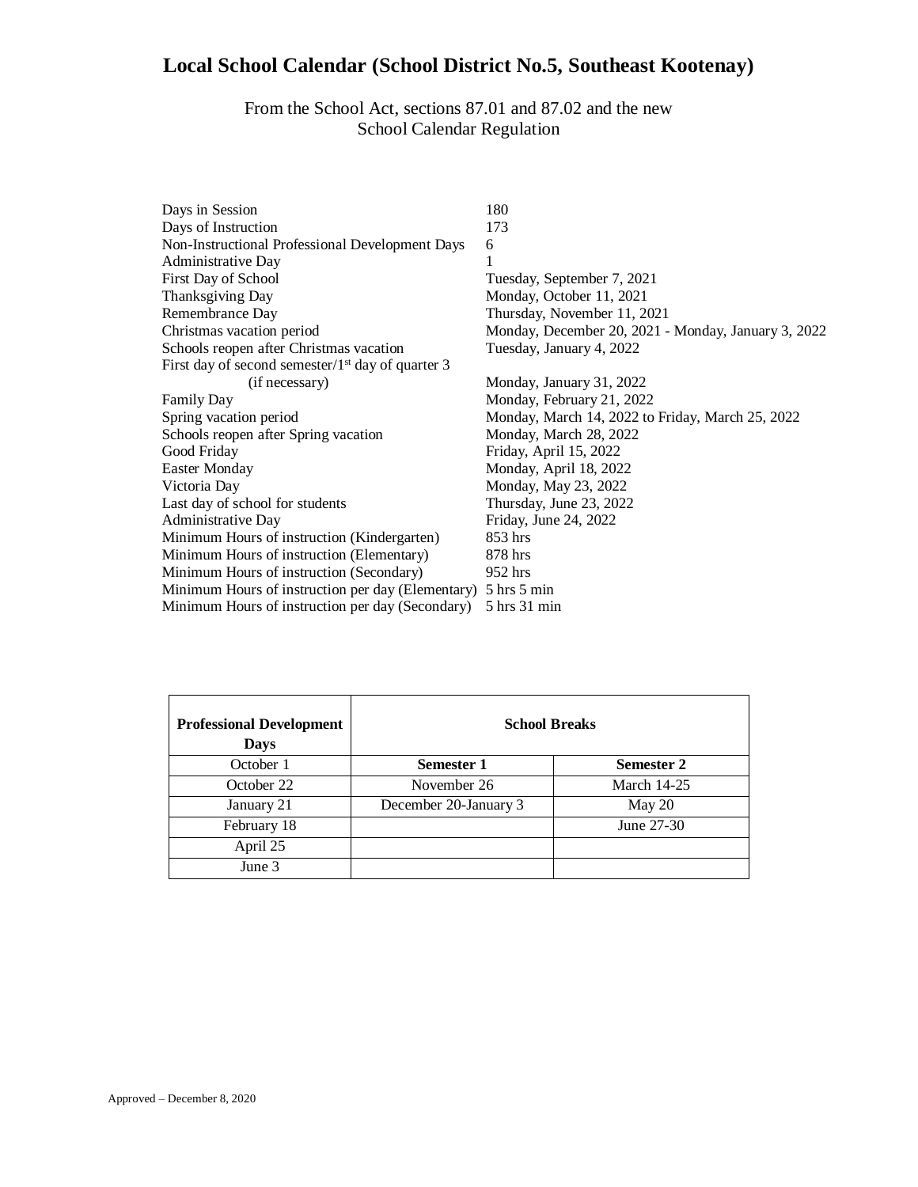# Local School Calendar (School District No.5, Southeast Kootenay)

From the School Act, sections 87.01 and 87.02 and the new School Calendar Regulation

| | |
|---|---|
| Days in Session | 180 |
| Days of Instruction | 173 |
| Non-Instructional Professional Development Days | 6 |
| Administrative Day | 1 |
| First Day of School | Tuesday, September 7, 2021 |
| Thanksgiving Day | Monday, October 11, 2021 |
| Remembrance Day | Thursday, November 11, 2021 |
| Christmas vacation period | Monday, December 20, 2021 - Monday, January 3, 2022 |
| Schools reopen after Christmas vacation | Tuesday, January 4, 2022 |
| First day of second semester/1st day of quarter 3 (if necessary) | Monday, January 31, 2022 |
| Family Day | Monday, February 21, 2022 |
| Spring vacation period | Monday, March 14, 2022 to Friday, March 25, 2022 |
| Schools reopen after Spring vacation | Monday, March 28, 2022 |
| Good Friday | Friday, April 15, 2022 |
| Easter Monday | Monday, April 18, 2022 |
| Victoria Day | Monday, May 23, 2022 |
| Last day of school for students | Thursday, June 23, 2022 |
| Administrative Day | Friday, June 24, 2022 |
| Minimum Hours of instruction (Kindergarten) | 853 hrs |
| Minimum Hours of instruction (Elementary) | 878 hrs |
| Minimum Hours of instruction (Secondary) | 952 hrs |
| Minimum Hours of instruction per day (Elementary) | 5 hrs 5 min |
| Minimum Hours of instruction per day (Secondary) | 5 hrs 31 min |

| **Professional Development Days** | **School Breaks** | |
|---|---|---|
| | **Semester 1** | **Semester 2** |
| October 1 | November 26 | March 14-25 |
| October 22 | December 20-January 3 | May 20 |
| January 21 | | June 27-30 |
| February 18 | | |
| April 25 | | |
| June 3 | | |

Approved – December 8, 2020